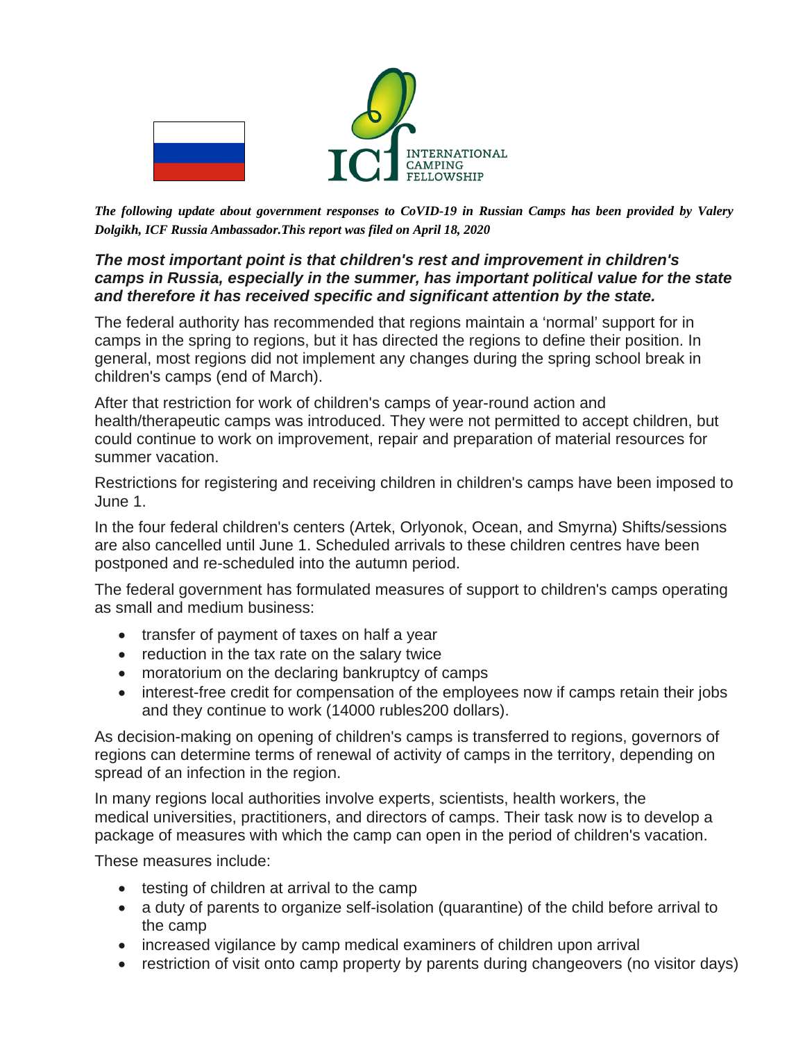***The following update about government responses to CoVID-19 in Russian Camps has been provided by Valery Dolgikh, ICF Russia Ambassador.This report was filed on April 18, 2020***

***The most important point is that children's rest and improvement in children's camps in Russia, especially in the summer, has important political value for the state and therefore it has received specific and significant attention by the state.***

The federal authority has recommended that regions maintain a 'normal' support for in camps in the spring to regions, but it has directed the regions to define their position. In general, most regions did not implement any changes during the spring school break in children's camps (end of March).

After that restriction for work of children's camps of year-round action and health/therapeutic camps was introduced. They were not permitted to accept children, but could continue to work on improvement, repair and preparation of material resources for summer vacation.

Restrictions for registering and receiving children in children's camps have been imposed to June 1.

In the four federal children's centers (Artek, Orlyonok, Ocean, and Smyrna) Shifts/sessions are also cancelled until June 1. Scheduled arrivals to these children centres have been postponed and re-scheduled into the autumn period.

The federal government has formulated measures of support to children's camps operating as small and medium business:

- transfer of payment of taxes on half a year
- reduction in the tax rate on the salary twice
- moratorium on the declaring bankruptcy of camps
- interest-free credit for compensation of the employees now if camps retain their jobs and they continue to work (14000 rubles200 dollars).

As decision-making on opening of children's camps is transferred to regions, governors of regions can determine terms of renewal of activity of camps in the territory, depending on spread of an infection in the region.

In many regions local authorities involve experts, scientists, health workers, the medical universities, practitioners, and directors of camps. Their task now is to develop a package of measures with which the camp can open in the period of children's vacation.

These measures include:

- testing of children at arrival to the camp
- a duty of parents to organize self-isolation (quarantine) of the child before arrival to the camp
- increased vigilance by camp medical examiners of children upon arrival
- restriction of visit onto camp property by parents during changeovers (no visitor days)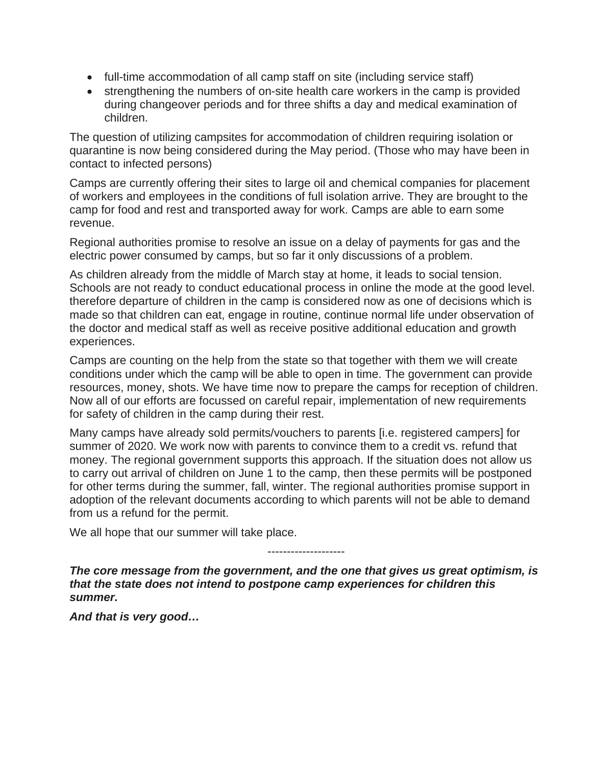- full-time accommodation of all camp staff on site (including service staff)
- strengthening the numbers of on-site health care workers in the camp is provided during changeover periods and for three shifts a day and medical examination of children.

The question of utilizing campsites for accommodation of children requiring isolation or quarantine is now being considered during the May period. (Those who may have been in contact to infected persons)

Camps are currently offering their sites to large oil and chemical companies for placement of workers and employees in the conditions of full isolation arrive. They are brought to the camp for food and rest and transported away for work. Camps are able to earn some revenue.

Regional authorities promise to resolve an issue on a delay of payments for gas and the electric power consumed by camps, but so far it only discussions of a problem.

As children already from the middle of March stay at home, it leads to social tension. Schools are not ready to conduct educational process in online the mode at the good level. therefore departure of children in the camp is considered now as one of decisions which is made so that children can eat, engage in routine, continue normal life under observation of the doctor and medical staff as well as receive positive additional education and growth experiences.

Camps are counting on the help from the state so that together with them we will create conditions under which the camp will be able to open in time. The government can provide resources, money, shots. We have time now to prepare the camps for reception of children. Now all of our efforts are focussed on careful repair, implementation of new requirements for safety of children in the camp during their rest.

Many camps have already sold permits/vouchers to parents [i.e. registered campers] for summer of 2020. We work now with parents to convince them to a credit vs. refund that money. The regional government supports this approach. If the situation does not allow us to carry out arrival of children on June 1 to the camp, then these permits will be postponed for other terms during the summer, fall, winter. The regional authorities promise support in adoption of the relevant documents according to which parents will not be able to demand from us a refund for the permit.

We all hope that our summer will take place.

--------------------

***The core message from the government, and the one that gives us great optimism, is that the state does not intend to postpone camp experiences for children this summer.***

***And that is very good…***